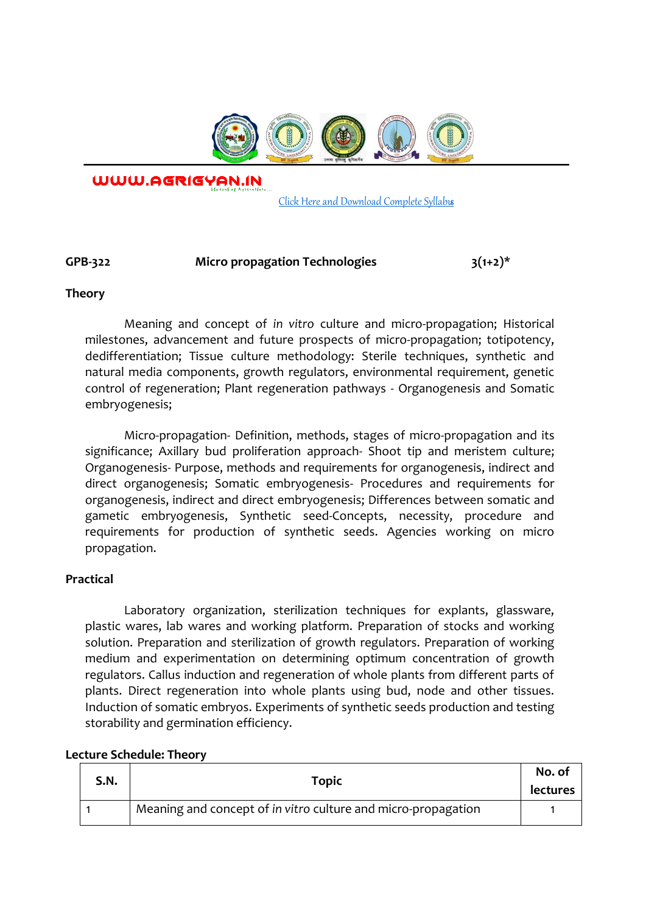WWW.AGRIGYAN.IN

[Click Here and Download Complete Syllabus]

**GPB-322 Micro propagation Technologies 3(1+2)***

**Theory**

Meaning and concept of *in vitro* culture and micro-propagation; Historical milestones, advancement and future prospects of micro-propagation; totipotency, dedifferentiation; Tissue culture methodology: Sterile techniques, synthetic and natural media components, growth regulators, environmental requirement, genetic control of regeneration; Plant regeneration pathways - Organogenesis and Somatic embryogenesis;

Micro-propagation- Definition, methods, stages of micro-propagation and its significance; Axillary bud proliferation approach- Shoot tip and meristem culture; Organogenesis- Purpose, methods and requirements for organogenesis, indirect and direct organogenesis; Somatic embryogenesis- Procedures and requirements for organogenesis, indirect and direct embryogenesis; Differences between somatic and gametic embryogenesis, Synthetic seed-Concepts, necessity, procedure and requirements for production of synthetic seeds. Agencies working on micro propagation.

**Practical**

Laboratory organization, sterilization techniques for explants, glassware, plastic wares, lab wares and working platform. Preparation of stocks and working solution. Preparation and sterilization of growth regulators. Preparation of working medium and experimentation on determining optimum concentration of growth regulators. Callus induction and regeneration of whole plants from different parts of plants. Direct regeneration into whole plants using bud, node and other tissues. Induction of somatic embryos. Experiments of synthetic seeds production and testing storability and germination efficiency.

**Lecture Schedule: Theory**

| S.N. | Topic | No. of lectures |
|---|---|---|
| 1 | Meaning and concept of *in vitro* culture and micro-propagation | 1 |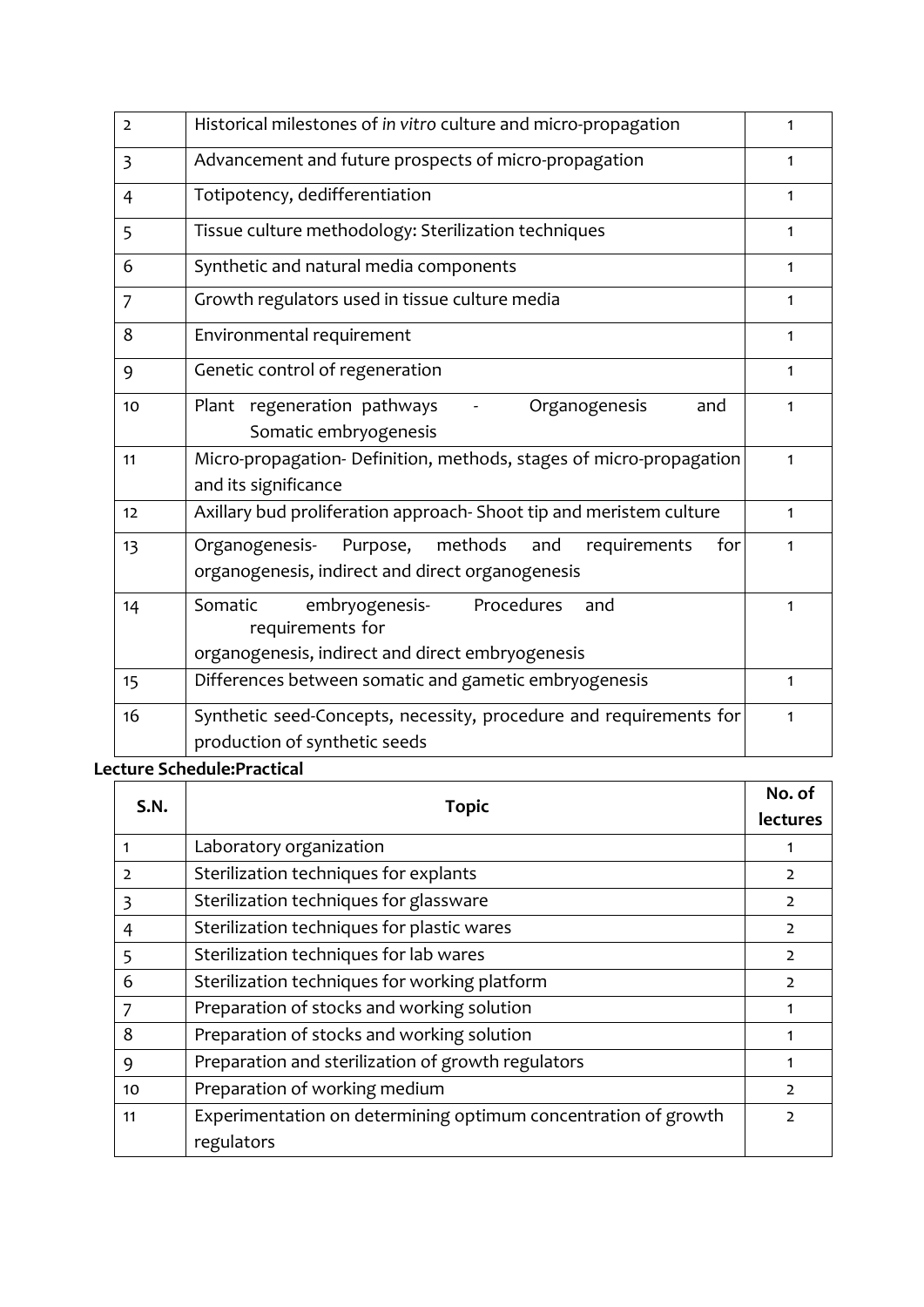| 2 | Historical milestones of *in vitro* culture and micro-propagation | 1 |
|---|---|---|
| 3 | Advancement and future prospects of micro-propagation | 1 |
| 4 | Totipotency, dedifferentiation | 1 |
| 5 | Tissue culture methodology: Sterilization techniques | 1 |
| 6 | Synthetic and natural media components | 1 |
| 7 | Growth regulators used in tissue culture media | 1 |
| 8 | Environmental requirement | 1 |
| 9 | Genetic control of regeneration | 1 |
| 10 | Plant regeneration pathways - Organogenesis and Somatic embryogenesis | 1 |
| 11 | Micro-propagation- Definition, methods, stages of micro-propagation and its significance | 1 |
| 12 | Axillary bud proliferation approach- Shoot tip and meristem culture | 1 |
| 13 | Organogenesis- Purpose, methods and requirements for organogenesis, indirect and direct organogenesis | 1 |
| 14 | Somatic embryogenesis- Procedures and requirements for organogenesis, indirect and direct embryogenesis | 1 |
| 15 | Differences between somatic and gametic embryogenesis | 1 |
| 16 | Synthetic seed-Concepts, necessity, procedure and requirements for production of synthetic seeds | 1 |

**Lecture Schedule:Practical**

| S.N. | Topic | No. of lectures |
|---|---|---|
| 1 | Laboratory organization | 1 |
| 2 | Sterilization techniques for explants | 2 |
| 3 | Sterilization techniques for glassware | 2 |
| 4 | Sterilization techniques for plastic wares | 2 |
| 5 | Sterilization techniques for lab wares | 2 |
| 6 | Sterilization techniques for working platform | 2 |
| 7 | Preparation of stocks and working solution | 1 |
| 8 | Preparation of stocks and working solution | 1 |
| 9 | Preparation and sterilization of growth regulators | 1 |
| 10 | Preparation of working medium | 2 |
| 11 | Experimentation on determining optimum concentration of growth regulators | 2 |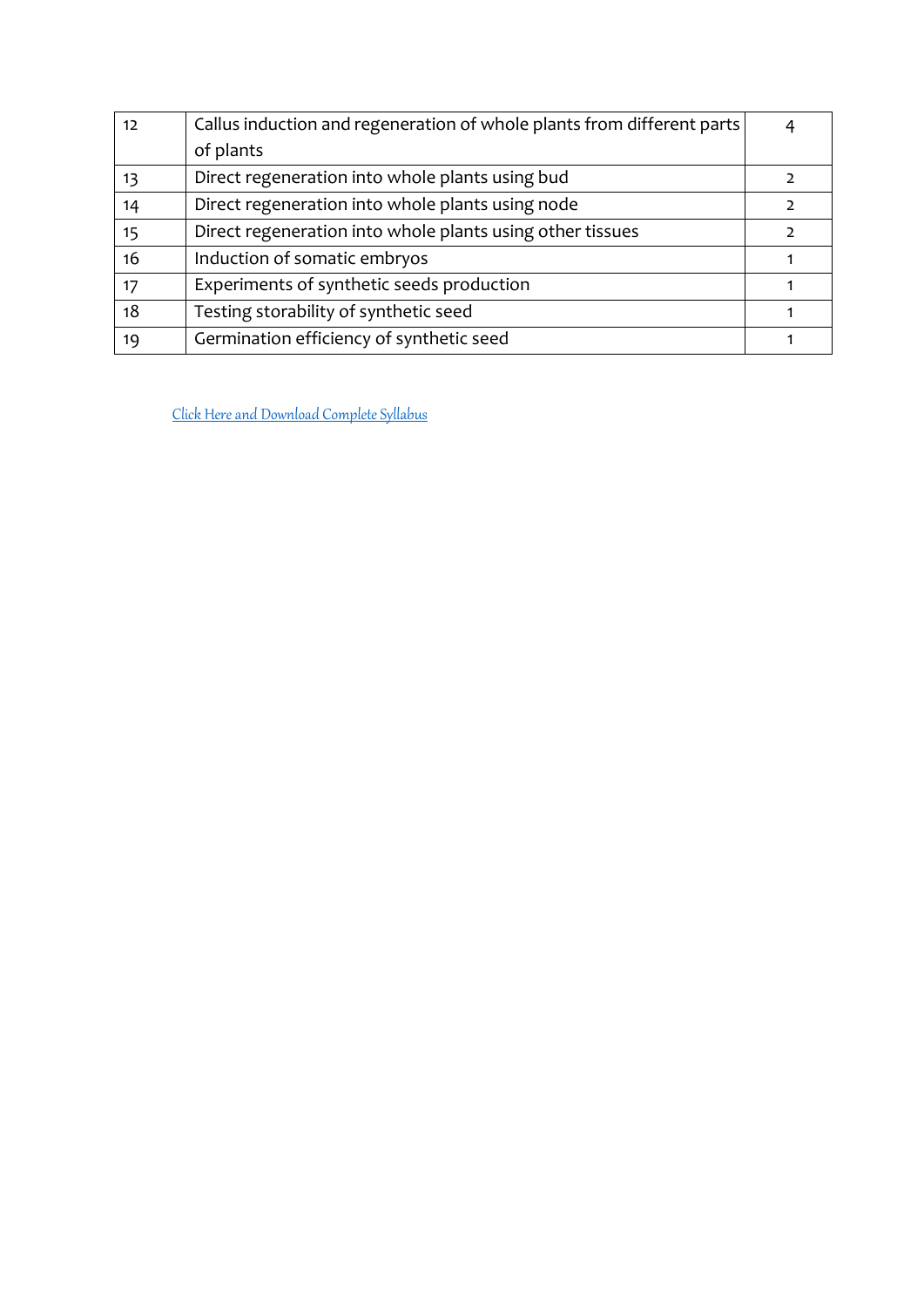| | | |
|---|---|---|
| 12 | Callus induction and regeneration of whole plants from different parts of plants | 4 |
| 13 | Direct regeneration into whole plants using bud | 2 |
| 14 | Direct regeneration into whole plants using node | 2 |
| 15 | Direct regeneration into whole plants using other tissues | 2 |
| 16 | Induction of somatic embryos | 1 |
| 17 | Experiments of synthetic seeds production | 1 |
| 18 | Testing storability of synthetic seed | 1 |
| 19 | Germination efficiency of synthetic seed | 1 |

Click Here and Download Complete Syllabus